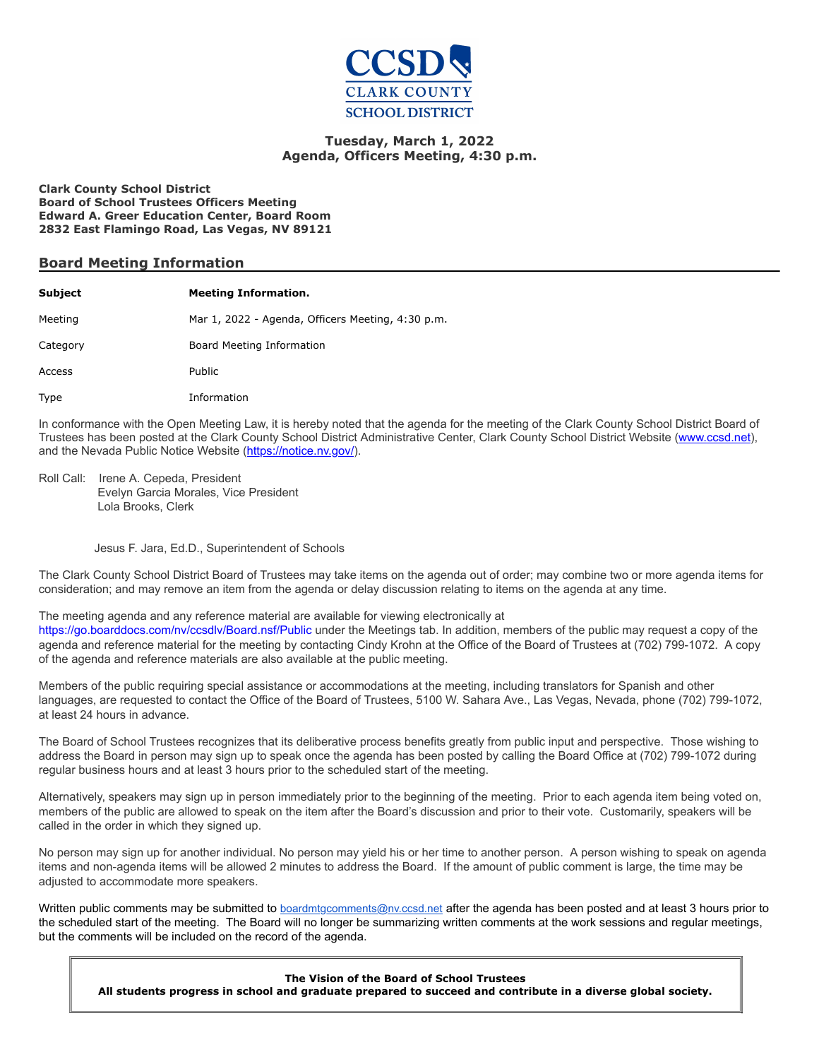**Tuesday, March 1, 2022**
**Agenda, Officers Meeting, 4:30 p.m.**

**Clark County School District**
**Board of School Trustees Officers Meeting**
**Edward A. Greer Education Center, Board Room**
**2832 East Flamingo Road, Las Vegas, NV 89121**

## Board Meeting Information

| **Subject** | **Meeting Information.** |
|---|---|
| Meeting | Mar 1, 2022 - Agenda, Officers Meeting, 4:30 p.m. |
| Category | Board Meeting Information |
| Access | Public |
| Type | Information |

In conformance with the Open Meeting Law, it is hereby noted that the agenda for the meeting of the Clark County School District Board of Trustees has been posted at the Clark County School District Administrative Center, Clark County School District Website (www.ccsd.net), and the Nevada Public Notice Website (https://notice.nv.gov/).

Roll Call: Irene A. Cepeda, President
Evelyn Garcia Morales, Vice President
Lola Brooks, Clerk

Jesus F. Jara, Ed.D., Superintendent of Schools

The Clark County School District Board of Trustees may take items on the agenda out of order; may combine two or more agenda items for consideration; and may remove an item from the agenda or delay discussion relating to items on the agenda at any time.

The meeting agenda and any reference material are available for viewing electronically at https://go.boarddocs.com/nv/ccsdlv/Board.nsf/Public under the Meetings tab. In addition, members of the public may request a copy of the agenda and reference material for the meeting by contacting Cindy Krohn at the Office of the Board of Trustees at (702) 799-1072. A copy of the agenda and reference materials are also available at the public meeting.

Members of the public requiring special assistance or accommodations at the meeting, including translators for Spanish and other languages, are requested to contact the Office of the Board of Trustees, 5100 W. Sahara Ave., Las Vegas, Nevada, phone (702) 799-1072, at least 24 hours in advance.

The Board of School Trustees recognizes that its deliberative process benefits greatly from public input and perspective. Those wishing to address the Board in person may sign up to speak once the agenda has been posted by calling the Board Office at (702) 799-1072 during regular business hours and at least 3 hours prior to the scheduled start of the meeting.

Alternatively, speakers may sign up in person immediately prior to the beginning of the meeting. Prior to each agenda item being voted on, members of the public are allowed to speak on the item after the Board's discussion and prior to their vote. Customarily, speakers will be called in the order in which they signed up.

No person may sign up for another individual. No person may yield his or her time to another person. A person wishing to speak on agenda items and non-agenda items will be allowed 2 minutes to address the Board. If the amount of public comment is large, the time may be adjusted to accommodate more speakers.

Written public comments may be submitted to boardmtgcomments@nv.ccsd.net after the agenda has been posted and at least 3 hours prior to the scheduled start of the meeting. The Board will no longer be summarizing written comments at the work sessions and regular meetings, but the comments will be included on the record of the agenda.

**The Vision of the Board of School Trustees**
**All students progress in school and graduate prepared to succeed and contribute in a diverse global society.**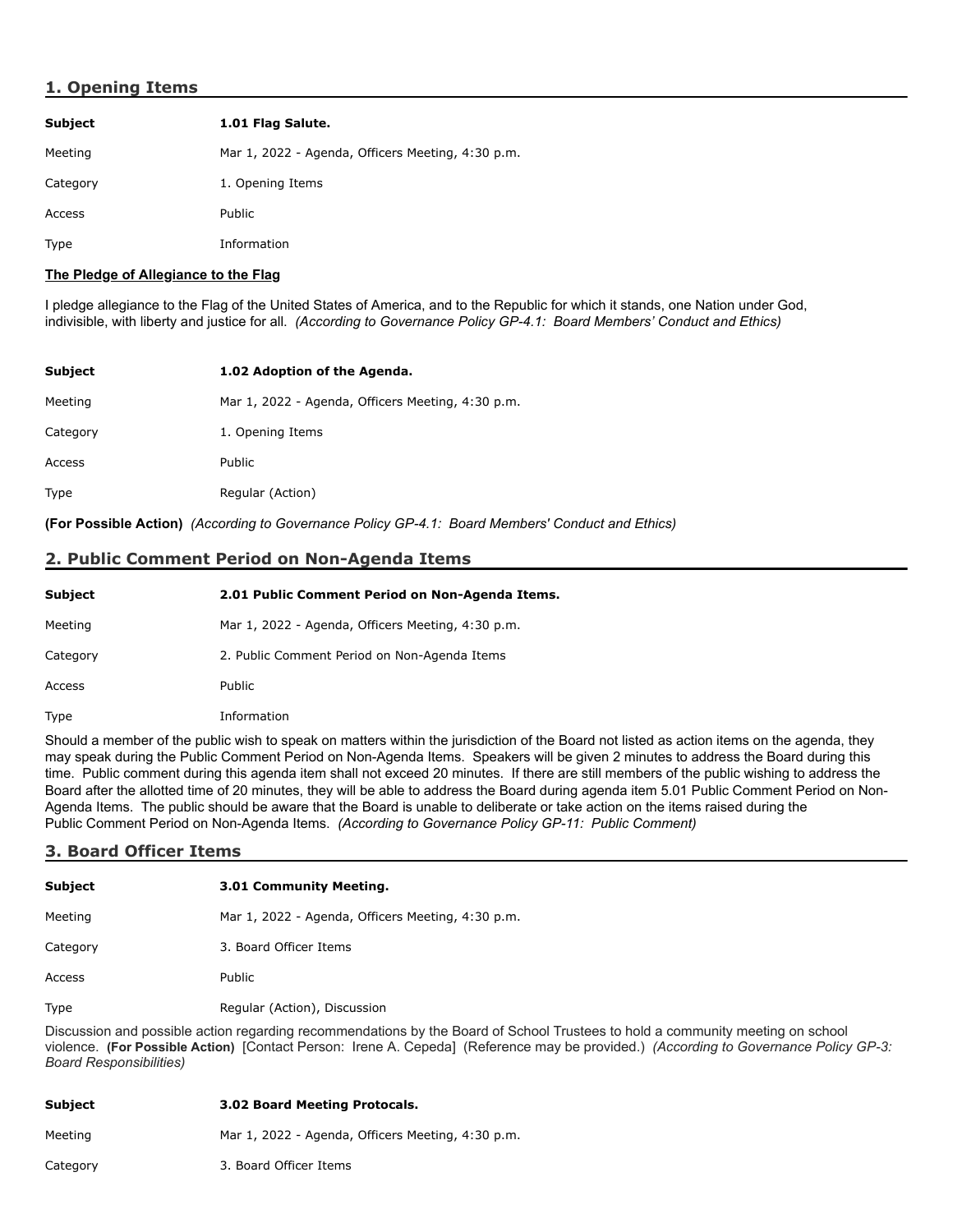## 1. Opening Items

| **Subject** | **1.01 Flag Salute.** |
|---|---|
| Meeting | Mar 1, 2022 - Agenda, Officers Meeting, 4:30 p.m. |
| Category | 1. Opening Items |
| Access | Public |
| Type | Information |

**The Pledge of Allegiance to the Flag**

I pledge allegiance to the Flag of the United States of America, and to the Republic for which it stands, one Nation under God, indivisible, with liberty and justice for all. *(According to Governance Policy GP-4.1: Board Members' Conduct and Ethics)*

| **Subject** | **1.02 Adoption of the Agenda.** |
|---|---|
| Meeting | Mar 1, 2022 - Agenda, Officers Meeting, 4:30 p.m. |
| Category | 1. Opening Items |
| Access | Public |
| Type | Regular (Action) |

**(For Possible Action)** *(According to Governance Policy GP-4.1: Board Members' Conduct and Ethics)*

## 2. Public Comment Period on Non-Agenda Items

| **Subject** | **2.01 Public Comment Period on Non-Agenda Items.** |
|---|---|
| Meeting | Mar 1, 2022 - Agenda, Officers Meeting, 4:30 p.m. |
| Category | 2. Public Comment Period on Non-Agenda Items |
| Access | Public |
| Type | Information |

Should a member of the public wish to speak on matters within the jurisdiction of the Board not listed as action items on the agenda, they may speak during the Public Comment Period on Non-Agenda Items. Speakers will be given 2 minutes to address the Board during this time. Public comment during this agenda item shall not exceed 20 minutes. If there are still members of the public wishing to address the Board after the allotted time of 20 minutes, they will be able to address the Board during agenda item 5.01 Public Comment Period on Non-Agenda Items. The public should be aware that the Board is unable to deliberate or take action on the items raised during the Public Comment Period on Non-Agenda Items. *(According to Governance Policy GP-11: Public Comment)*

## 3. Board Officer Items

| **Subject** | **3.01 Community Meeting.** |
|---|---|
| Meeting | Mar 1, 2022 - Agenda, Officers Meeting, 4:30 p.m. |
| Category | 3. Board Officer Items |
| Access | Public |
| Type | Regular (Action), Discussion |

Discussion and possible action regarding recommendations by the Board of School Trustees to hold a community meeting on school violence. **(For Possible Action)** [Contact Person: Irene A. Cepeda] (Reference may be provided.) *(According to Governance Policy GP-3: Board Responsibilities)*

| **Subject** | **3.02 Board Meeting Protocals.** |
|---|---|
| Meeting | Mar 1, 2022 - Agenda, Officers Meeting, 4:30 p.m. |
| Category | 3. Board Officer Items |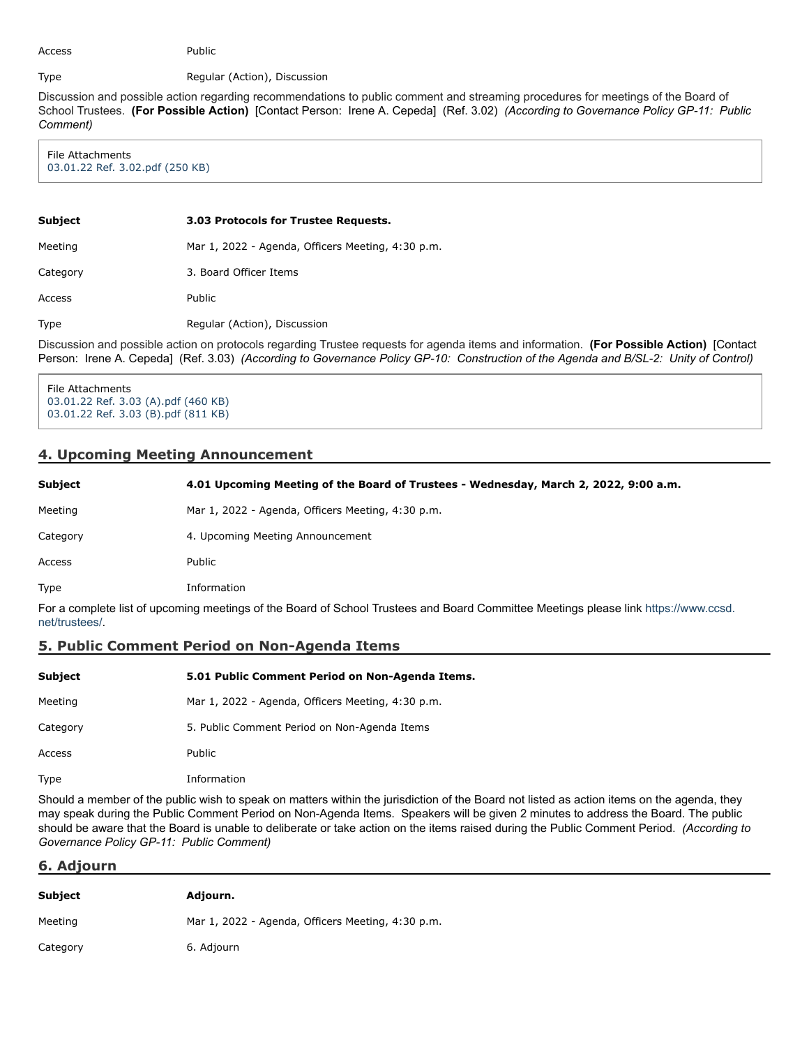| | |
|---|---|
| Access | Public |
| Type | Regular (Action), Discussion |

Discussion and possible action regarding recommendations to public comment and streaming procedures for meetings of the Board of School Trustees. **(For Possible Action)** [Contact Person: Irene A. Cepeda] (Ref. 3.02) *(According to Governance Policy GP-11: Public Comment)*

File Attachments
03.01.22 Ref. 3.02.pdf (250 KB)

| | |
|---|---|
| **Subject** | **3.03 Protocols for Trustee Requests.** |
| Meeting | Mar 1, 2022 - Agenda, Officers Meeting, 4:30 p.m. |
| Category | 3. Board Officer Items |
| Access | Public |
| Type | Regular (Action), Discussion |

Discussion and possible action on protocols regarding Trustee requests for agenda items and information. **(For Possible Action)** [Contact Person: Irene A. Cepeda] (Ref. 3.03) *(According to Governance Policy GP-10: Construction of the Agenda and B/SL-2: Unity of Control)*

File Attachments
03.01.22 Ref. 3.03 (A).pdf (460 KB)
03.01.22 Ref. 3.03 (B).pdf (811 KB)

## 4. Upcoming Meeting Announcement

| | |
|---|---|
| **Subject** | **4.01 Upcoming Meeting of the Board of Trustees - Wednesday, March 2, 2022, 9:00 a.m.** |
| Meeting | Mar 1, 2022 - Agenda, Officers Meeting, 4:30 p.m. |
| Category | 4. Upcoming Meeting Announcement |
| Access | Public |
| Type | Information |

For a complete list of upcoming meetings of the Board of School Trustees and Board Committee Meetings please link https://www.ccsd.net/trustees/.

## 5. Public Comment Period on Non-Agenda Items

| | |
|---|---|
| **Subject** | **5.01 Public Comment Period on Non-Agenda Items.** |
| Meeting | Mar 1, 2022 - Agenda, Officers Meeting, 4:30 p.m. |
| Category | 5. Public Comment Period on Non-Agenda Items |
| Access | Public |
| Type | Information |

Should a member of the public wish to speak on matters within the jurisdiction of the Board not listed as action items on the agenda, they may speak during the Public Comment Period on Non-Agenda Items. Speakers will be given 2 minutes to address the Board. The public should be aware that the Board is unable to deliberate or take action on the items raised during the Public Comment Period. *(According to Governance Policy GP-11: Public Comment)*

## 6. Adjourn

| | |
|---|---|
| **Subject** | **Adjourn.** |
| Meeting | Mar 1, 2022 - Agenda, Officers Meeting, 4:30 p.m. |
| Category | 6. Adjourn |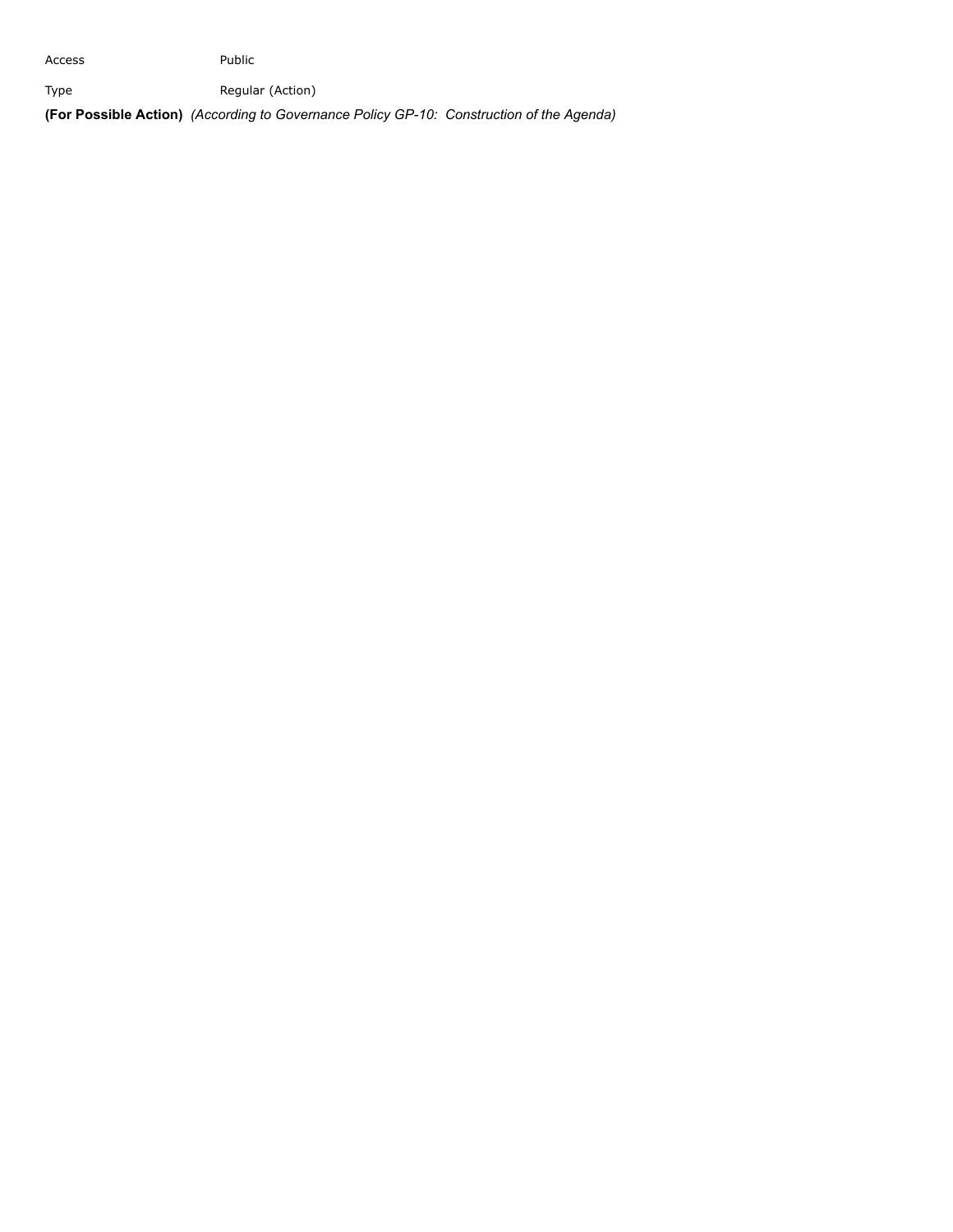| | |
|---|---|
| Access | Public |
| Type | Regular (Action) |

**(For Possible Action)** *(According to Governance Policy GP-10: Construction of the Agenda)*